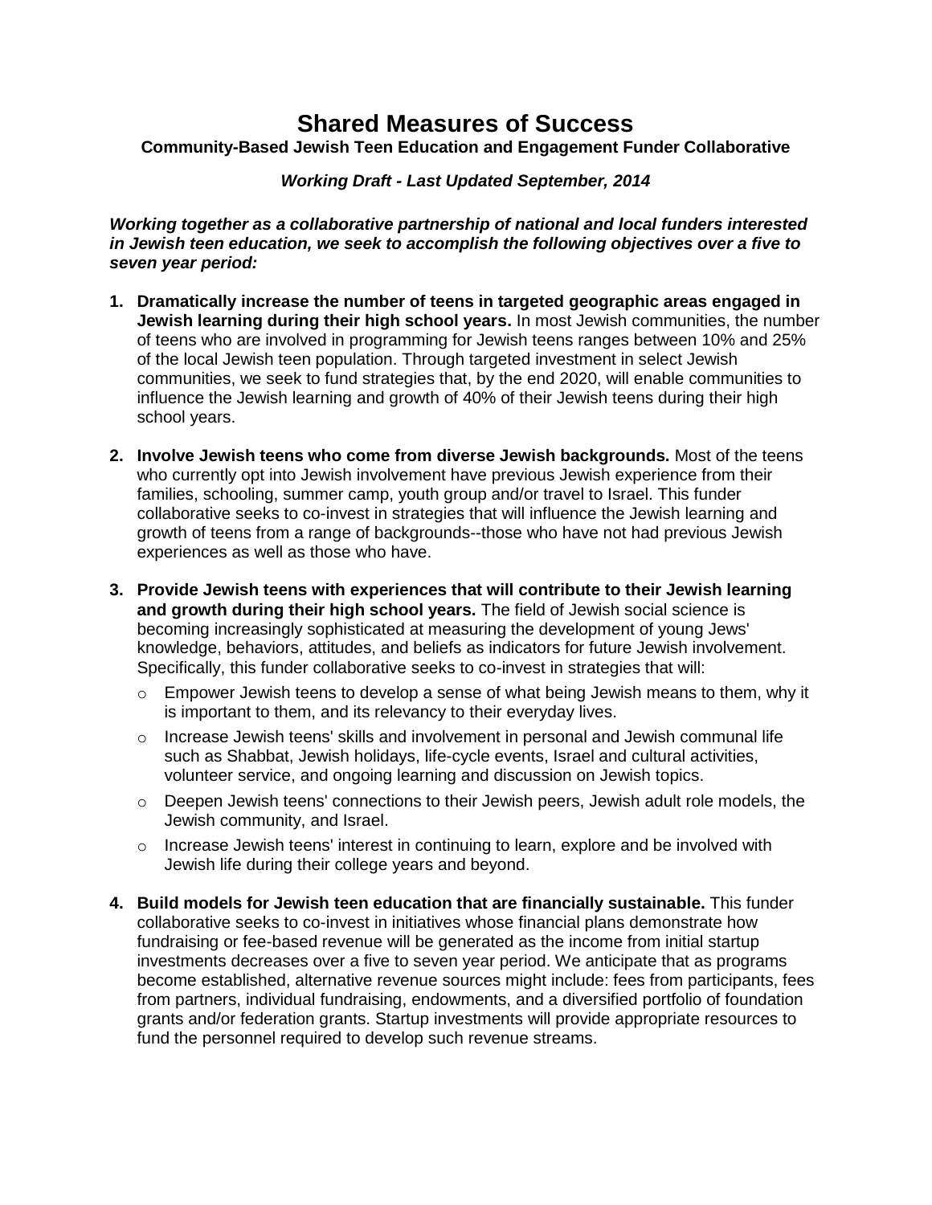# Shared Measures of Success

**Community-Based Jewish Teen Education and Engagement Funder Collaborative**

***Working Draft - Last Updated September, 2014***

***Working together as a collaborative partnership of national and local funders interested in Jewish teen education, we seek to accomplish the following objectives over a five to seven year period:***

1. **Dramatically increase the number of teens in targeted geographic areas engaged in Jewish learning during their high school years.** In most Jewish communities, the number of teens who are involved in programming for Jewish teens ranges between 10% and 25% of the local Jewish teen population. Through targeted investment in select Jewish communities, we seek to fund strategies that, by the end 2020, will enable communities to influence the Jewish learning and growth of 40% of their Jewish teens during their high school years.

2. **Involve Jewish teens who come from diverse Jewish backgrounds.** Most of the teens who currently opt into Jewish involvement have previous Jewish experience from their families, schooling, summer camp, youth group and/or travel to Israel. This funder collaborative seeks to co-invest in strategies that will influence the Jewish learning and growth of teens from a range of backgrounds--those who have not had previous Jewish experiences as well as those who have.

3. **Provide Jewish teens with experiences that will contribute to their Jewish learning and growth during their high school years.** The field of Jewish social science is becoming increasingly sophisticated at measuring the development of young Jews' knowledge, behaviors, attitudes, and beliefs as indicators for future Jewish involvement. Specifically, this funder collaborative seeks to co-invest in strategies that will:
   - Empower Jewish teens to develop a sense of what being Jewish means to them, why it is important to them, and its relevancy to their everyday lives.
   - Increase Jewish teens' skills and involvement in personal and Jewish communal life such as Shabbat, Jewish holidays, life-cycle events, Israel and cultural activities, volunteer service, and ongoing learning and discussion on Jewish topics.
   - Deepen Jewish teens' connections to their Jewish peers, Jewish adult role models, the Jewish community, and Israel.
   - Increase Jewish teens' interest in continuing to learn, explore and be involved with Jewish life during their college years and beyond.

4. **Build models for Jewish teen education that are financially sustainable.** This funder collaborative seeks to co-invest in initiatives whose financial plans demonstrate how fundraising or fee-based revenue will be generated as the income from initial startup investments decreases over a five to seven year period. We anticipate that as programs become established, alternative revenue sources might include: fees from participants, fees from partners, individual fundraising, endowments, and a diversified portfolio of foundation grants and/or federation grants. Startup investments will provide appropriate resources to fund the personnel required to develop such revenue streams.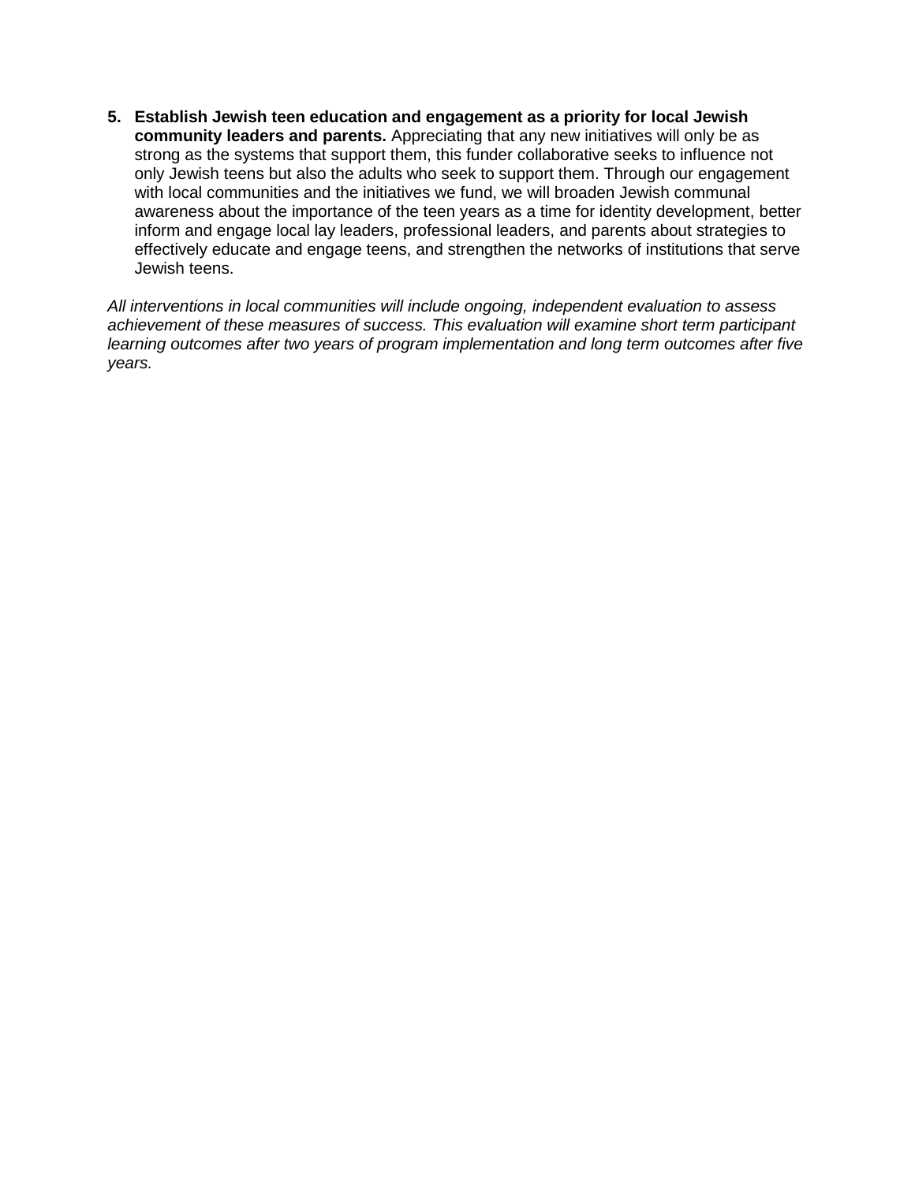5. **Establish Jewish teen education and engagement as a priority for local Jewish community leaders and parents.** Appreciating that any new initiatives will only be as strong as the systems that support them, this funder collaborative seeks to influence not only Jewish teens but also the adults who seek to support them. Through our engagement with local communities and the initiatives we fund, we will broaden Jewish communal awareness about the importance of the teen years as a time for identity development, better inform and engage local lay leaders, professional leaders, and parents about strategies to effectively educate and engage teens, and strengthen the networks of institutions that serve Jewish teens.

*All interventions in local communities will include ongoing, independent evaluation to assess achievement of these measures of success. This evaluation will examine short term participant learning outcomes after two years of program implementation and long term outcomes after five years.*